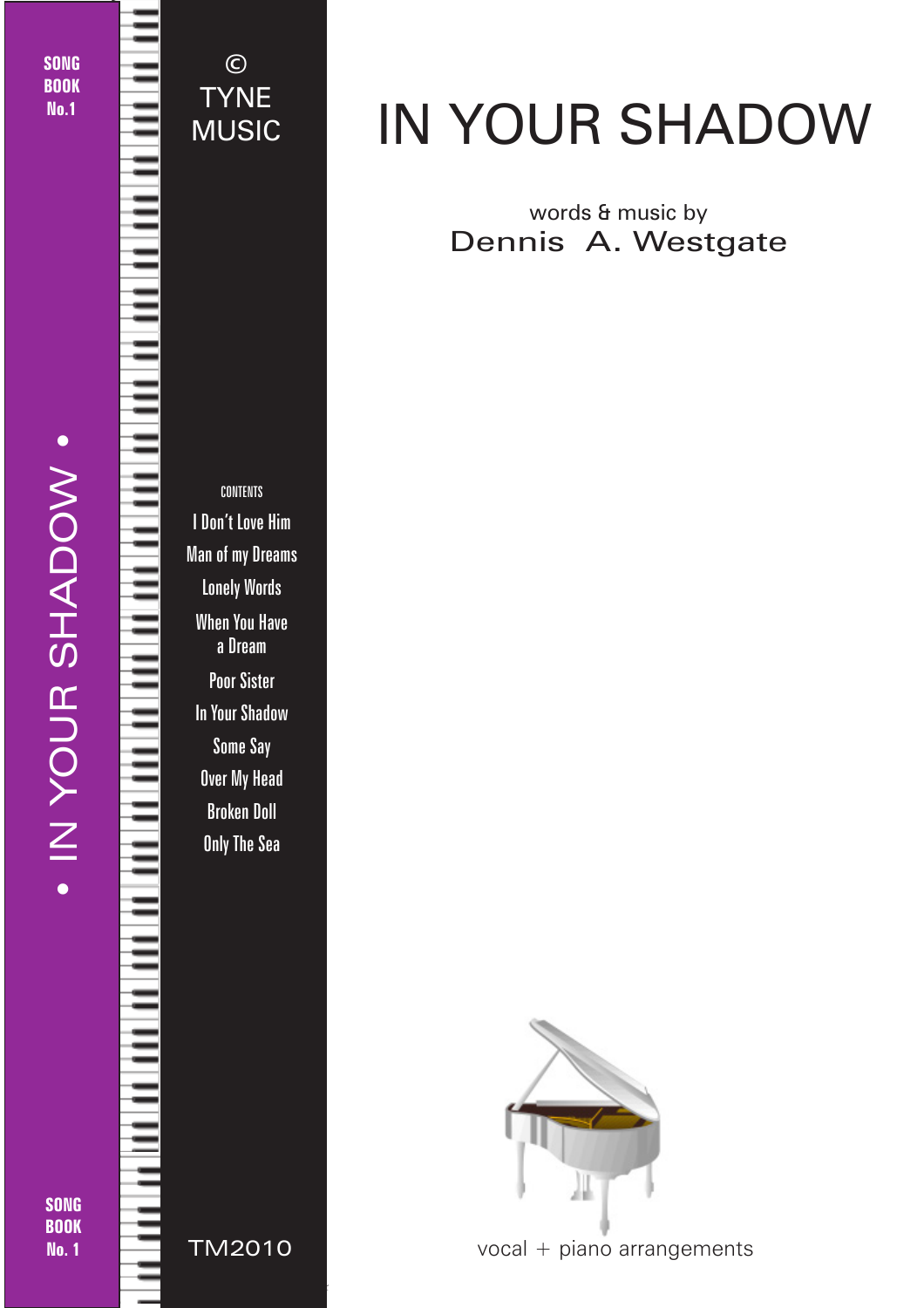SONG BOOK No.1

© TYNE MUSIC

# IN YOUR SHADOW

words & music by
Dennis A. Westgate

• IN YOUR SHADOW •

CONTENTS

- I Don't Love Him
- Man of my Dreams
- Lonely Words
- When You Have a Dream
- Poor Sister
- In Your Shadow
- Some Say
- Over My Head
- Broken Doll
- Only The Sea

SONG BOOK No. 1

TM2010

vocal + piano arrangements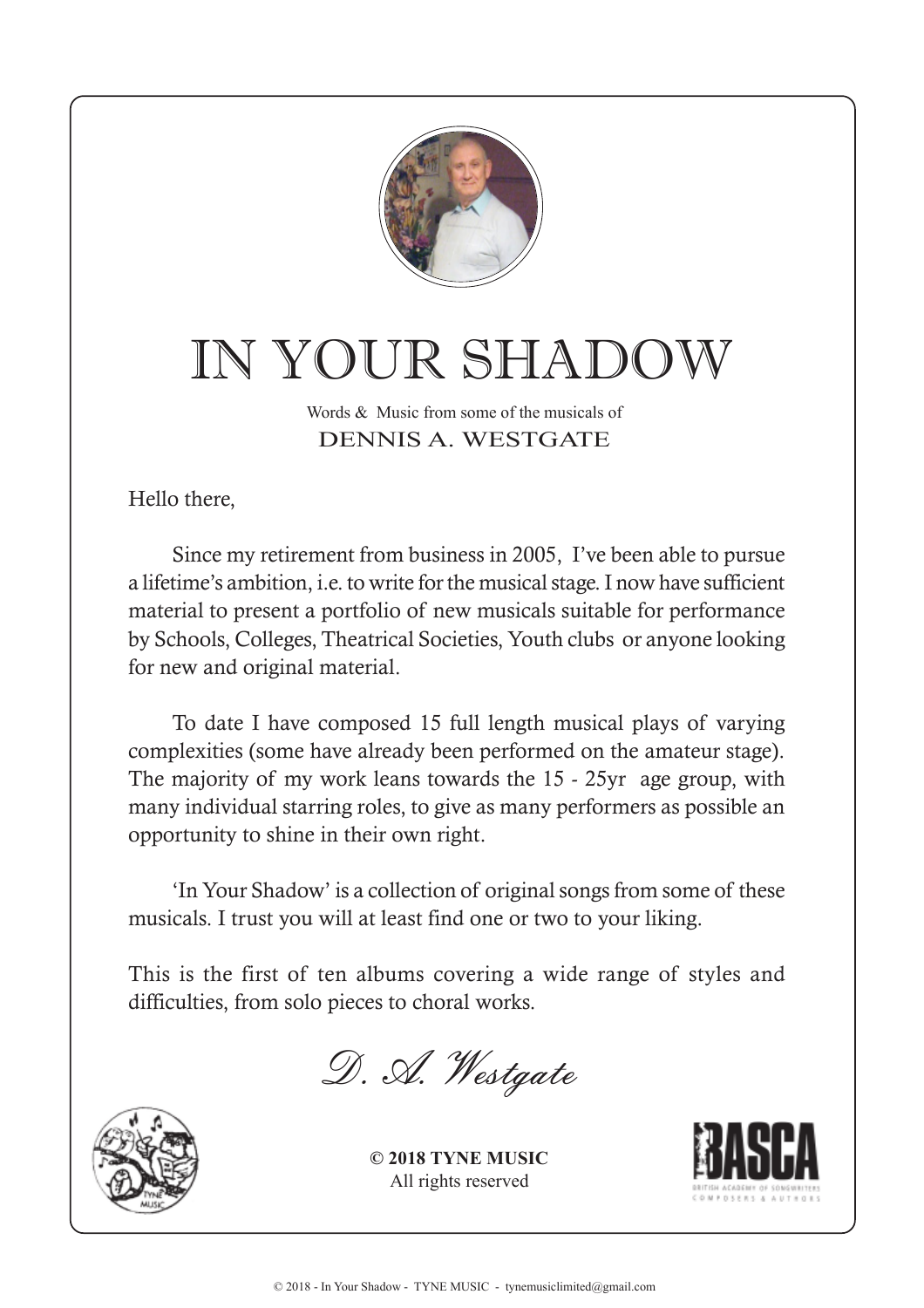# IN YOUR SHADOW

Words & Music from some of the musicals of

DENNIS A. WESTGATE

Hello there,

Since my retirement from business in 2005, I've been able to pursue a lifetime's ambition, i.e. to write for the musical stage. I now have sufficient material to present a portfolio of new musicals suitable for performance by Schools, Colleges, Theatrical Societies, Youth clubs or anyone looking for new and original material.

To date I have composed 15 full length musical plays of varying complexities (some have already been performed on the amateur stage). The majority of my work leans towards the 15 - 25yr age group, with many individual starring roles, to give as many performers as possible an opportunity to shine in their own right.

'In Your Shadow' is a collection of original songs from some of these musicals. I trust you will at least find one or two to your liking.

This is the first of ten albums covering a wide range of styles and difficulties, from solo pieces to choral works.

*D. A. Westgate*

**© 2018 TYNE MUSIC**
All rights reserved

BASCA
BRITISH ACADEMY OF SONGWRITERS COMPOSERS & AUTHORS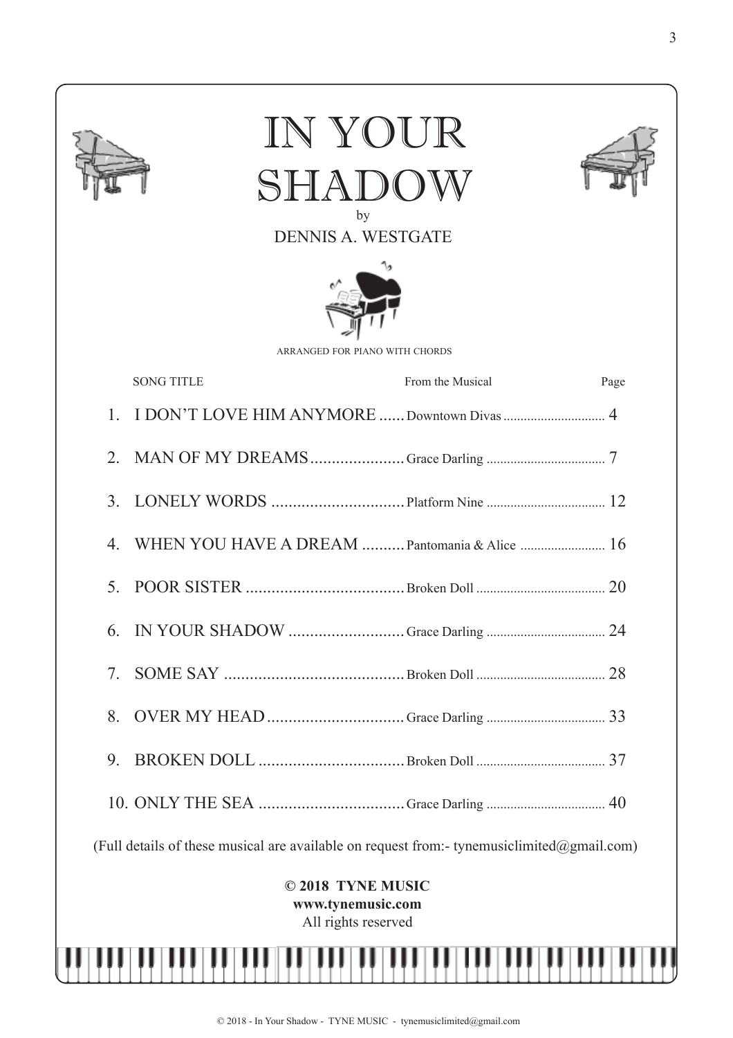# IN YOUR SHADOW

by

DENNIS A. WESTGATE

ARRANGED FOR PIANO WITH CHORDS

| | SONG TITLE | From the Musical | Page |
|---|---|---|---|
| 1. | I DON'T LOVE HIM ANYMORE | Downtown Divas | 4 |
| 2. | MAN OF MY DREAMS | Grace Darling | 7 |
| 3. | LONELY WORDS | Platform Nine | 12 |
| 4. | WHEN YOU HAVE A DREAM | Pantomania & Alice | 16 |
| 5. | POOR SISTER | Broken Doll | 20 |
| 6. | IN YOUR SHADOW | Grace Darling | 24 |
| 7. | SOME SAY | Broken Doll | 28 |
| 8. | OVER MY HEAD | Grace Darling | 33 |
| 9. | BROKEN DOLL | Broken Doll | 37 |
| 10. | ONLY THE SEA | Grace Darling | 40 |

(Full details of these musical are available on request from:- tynemusiclimited@gmail.com)

**© 2018 TYNE MUSIC**
**www.tynemusic.com**
All rights reserved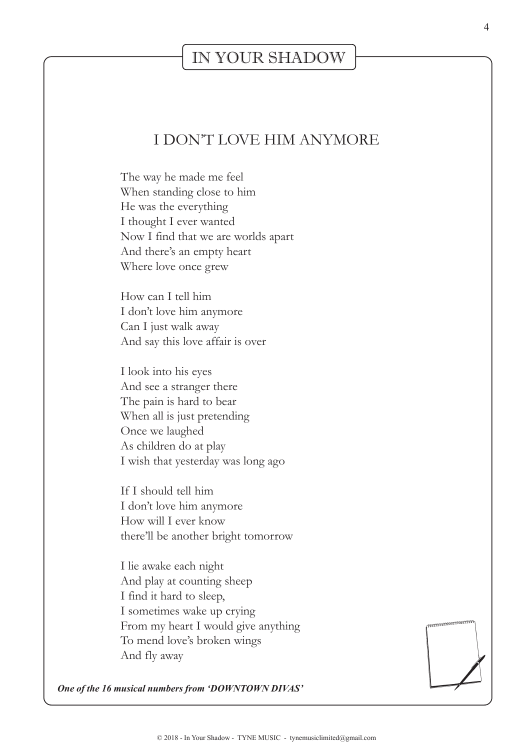# IN YOUR SHADOW

## I DON'T LOVE HIM ANYMORE

The way he made me feel
When standing close to him
He was the everything
I thought I ever wanted
Now I find that we are worlds apart
And there's an empty heart
Where love once grew

How can I tell him
I don't love him anymore
Can I just walk away
And say this love affair is over

I look into his eyes
And see a stranger there
The pain is hard to bear
When all is just pretending
Once we laughed
As children do at play
I wish that yesterday was long ago

If I should tell him
I don't love him anymore
How will I ever know
there'll be another bright tomorrow

I lie awake each night
And play at counting sheep
I find it hard to sleep,
I sometimes wake up crying
From my heart I would give anything
To mend love's broken wings
And fly away

***One of the 16 musical numbers from 'DOWNTOWN DIVAS'***

© 2018 - In Your Shadow - TYNE MUSIC - tynemusiclimited@gmail.com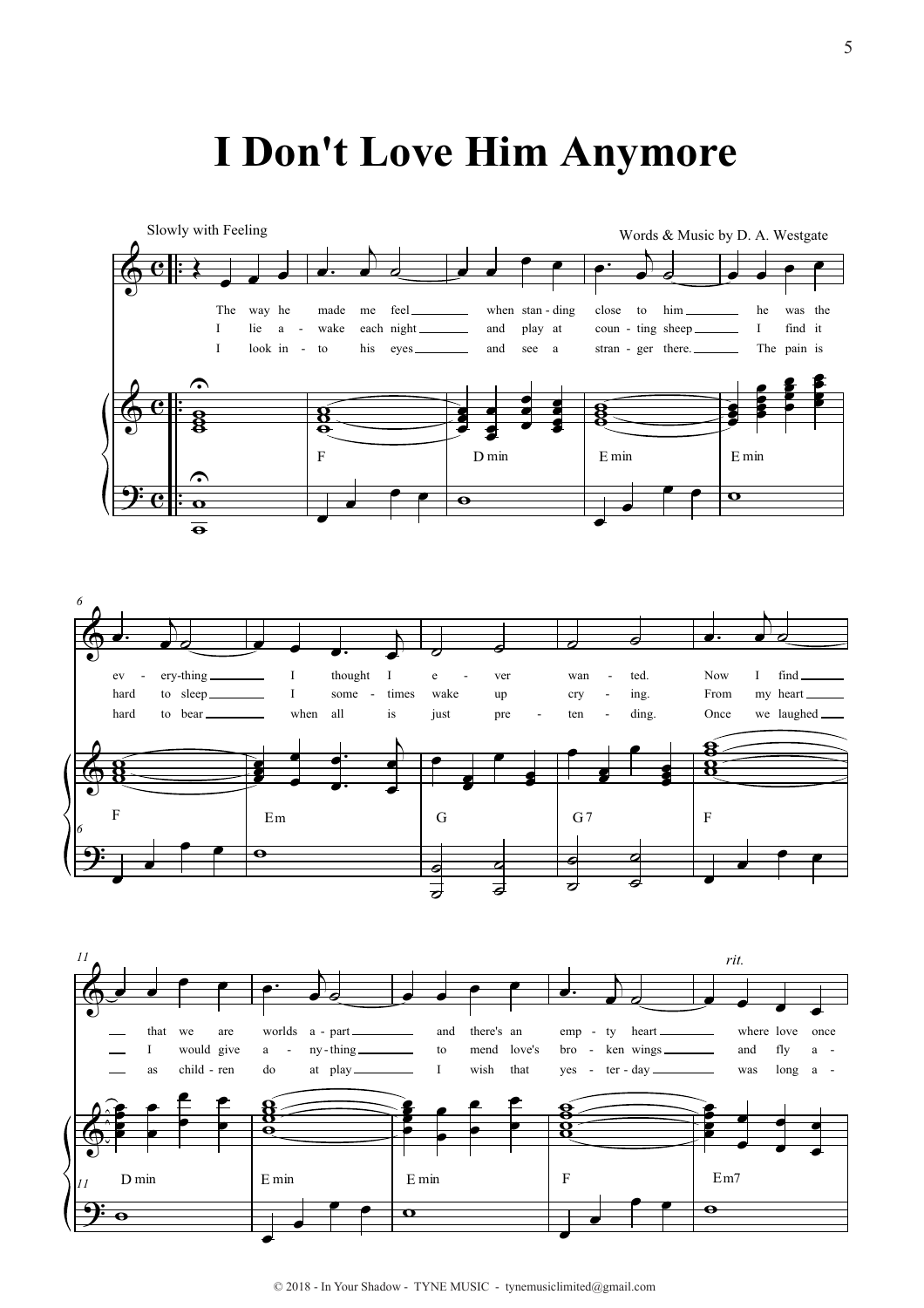# I Don't Love Him Anymore

Slowly with Feeling

Words & Music by D. A. Westgate

The way he made me feel when stan - ding close to him he was the ev - ery-thing I thought I e - ver wan - ted. Now I find that we are worlds a - part and there's an emp - ty heart where love once

I lie a - wake each night and play at coun - ting sheep I find it hard to sleep I some - times wake up cry - ing. From my heart I would give a - ny-thing to mend love's bro - ken wings and fly a -

I look in - to his eyes and see a stran - ger there. The pain is hard to bear when all is just pre - ten - ding. Once we laughed as child - ren do at play I wish that yes - ter - day was long a -

F — D min — E min — E min — F — Em — G — G7 — F — D min — E min — E min — F — Em7

*rit.*

© 2018 - In Your Shadow - TYNE MUSIC - tynemusiclimited@gmail.com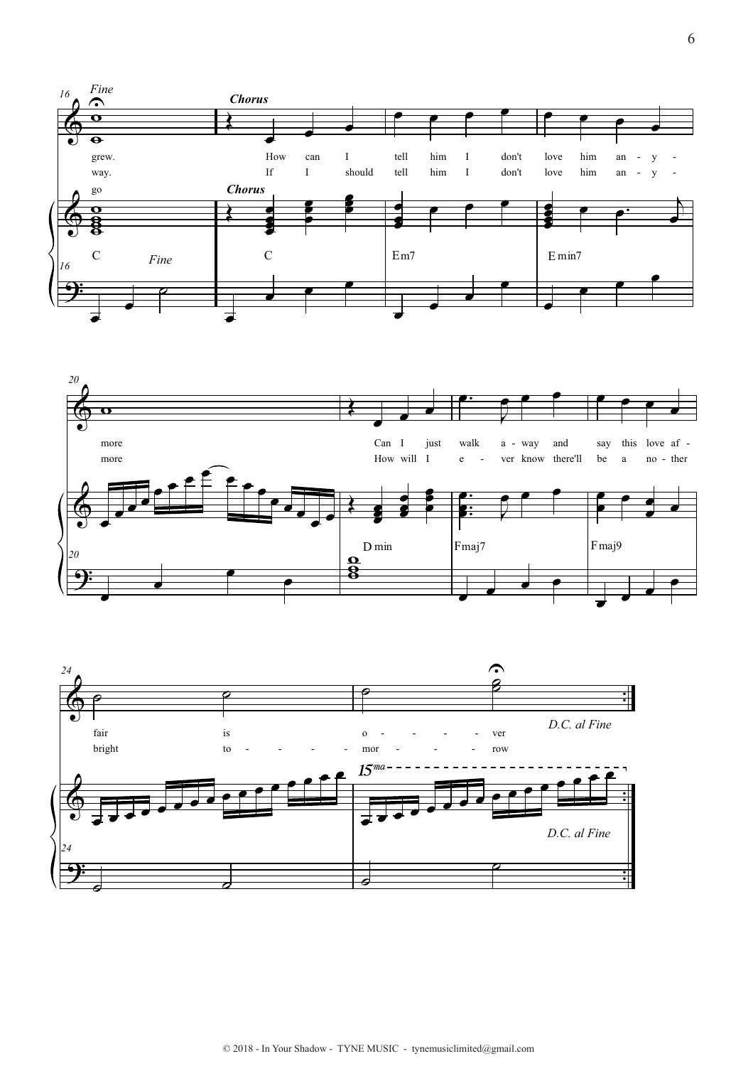*Fine*

**Chorus**

grew. How can I tell him I don't love him an - y - more Can I just walk a - way and say this love af - fair is o - - - - - ver

way. If I should tell him I don't love him an - y - more How will I e - ver know there'll be a no - ther bright to - - - - - mor - - - - row

go

C *Fine* | C | Em7 | E min7 | D min | Fmaj7 | Fmaj9

*15ma*

*D.C. al Fine*